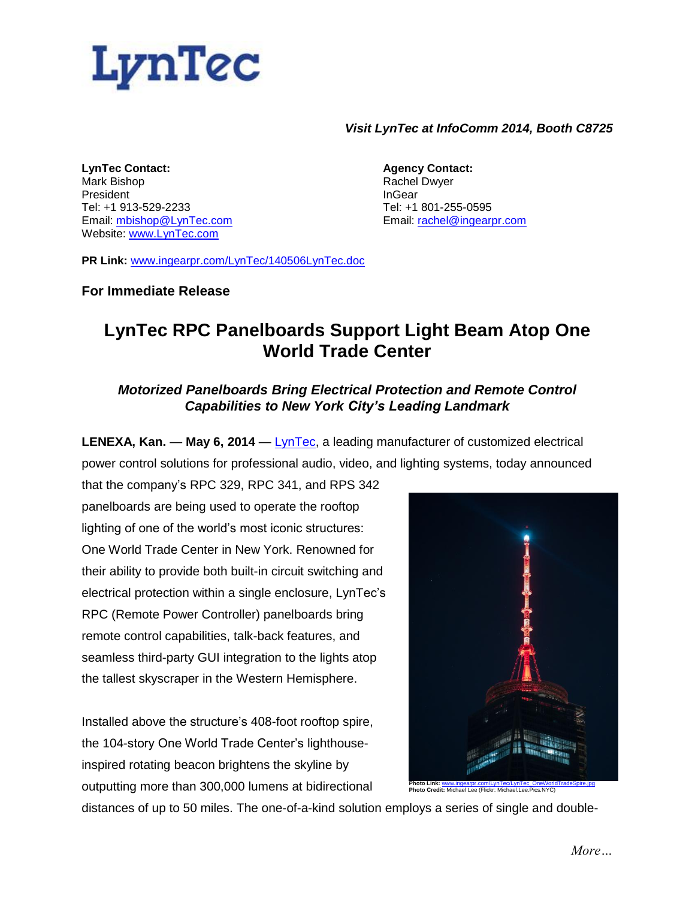LynTec

*Visit LynTec at InfoComm 2014, Booth C8725*

**LynTec Contact:**
Mark Bishop
President
Tel: +1 913-529-2233
Email: mbishop@LynTec.com
Website: www.LynTec.com

**Agency Contact:**
Rachel Dwyer
InGear
Tel: +1 801-255-0595
Email: rachel@ingearpr.com

**PR Link:** www.ingearpr.com/LynTec/140506LynTec.doc

**For Immediate Release**

# LynTec RPC Panelboards Support Light Beam Atop One World Trade Center

### *Motorized Panelboards Bring Electrical Protection and Remote Control Capabilities to New York City's Leading Landmark*

**LENEXA, Kan.** — **May 6, 2014** — LynTec, a leading manufacturer of customized electrical power control solutions for professional audio, video, and lighting systems, today announced that the company's RPC 329, RPC 341, and RPS 342 panelboards are being used to operate the rooftop lighting of one of the world's most iconic structures: One World Trade Center in New York. Renowned for their ability to provide both built-in circuit switching and electrical protection within a single enclosure, LynTec's RPC (Remote Power Controller) panelboards bring remote control capabilities, talk-back features, and seamless third-party GUI integration to the lights atop the tallest skyscraper in the Western Hemisphere.

**Photo Link:** www.ingearpr.com/LynTec/LynTec_OneWorldTradeSpire.jpg
**Photo Credit:** Michael Lee (Flickr: Michael.Lee.Pics.NYC)

Installed above the structure's 408-foot rooftop spire, the 104-story One World Trade Center's lighthouse-inspired rotating beacon brightens the skyline by outputting more than 300,000 lumens at bidirectional distances of up to 50 miles. The one-of-a-kind solution employs a series of single and double-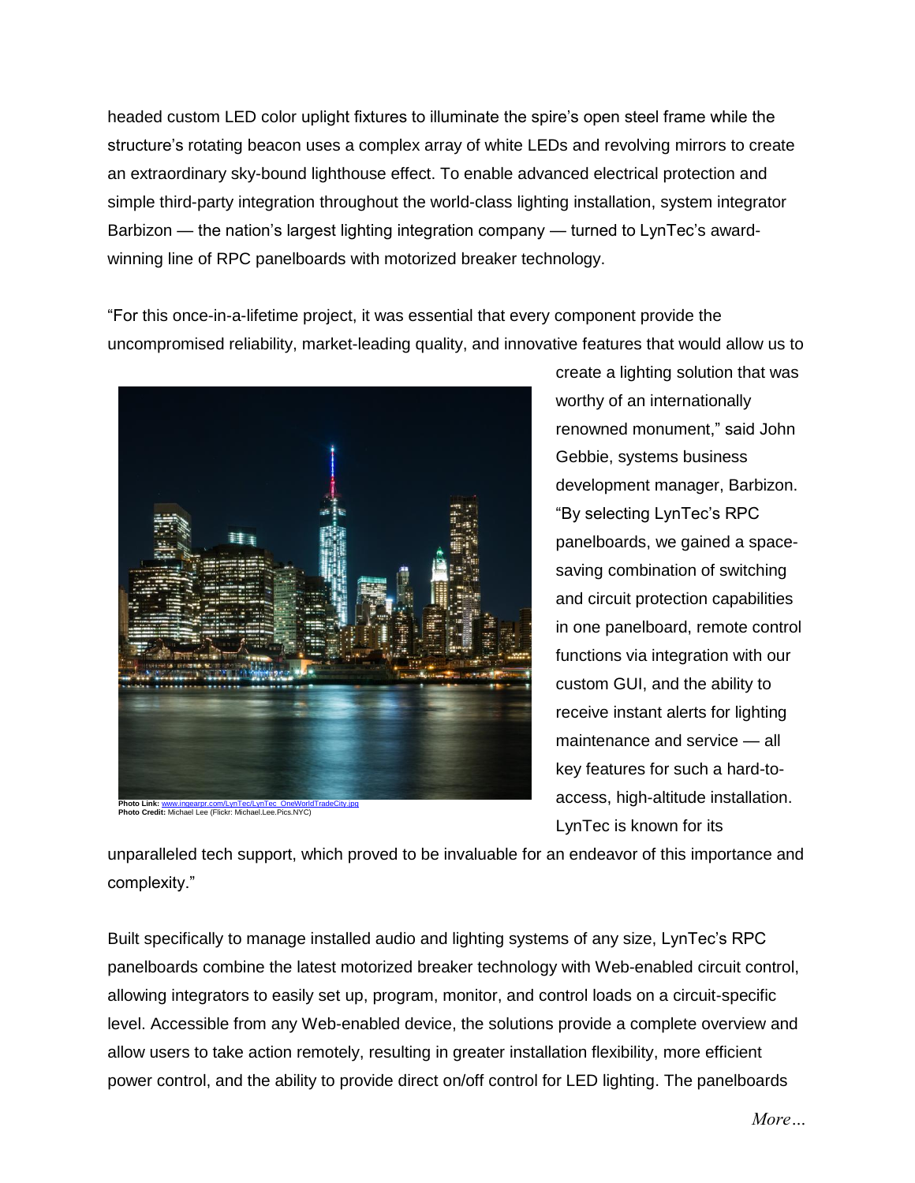headed custom LED color uplight fixtures to illuminate the spire's open steel frame while the structure's rotating beacon uses a complex array of white LEDs and revolving mirrors to create an extraordinary sky-bound lighthouse effect. To enable advanced electrical protection and simple third-party integration throughout the world-class lighting installation, system integrator Barbizon — the nation's largest lighting integration company — turned to LynTec's award-winning line of RPC panelboards with motorized breaker technology.

"For this once-in-a-lifetime project, it was essential that every component provide the uncompromised reliability, market-leading quality, and innovative features that would allow us to create a lighting solution that was worthy of an internationally renowned monument," said John Gebbie, systems business development manager, Barbizon. "By selecting LynTec's RPC panelboards, we gained a space-saving combination of switching and circuit protection capabilities in one panelboard, remote control functions via integration with our custom GUI, and the ability to receive instant alerts for lighting maintenance and service — all key features for such a hard-to-access, high-altitude installation. LynTec is known for its unparalleled tech support, which proved to be invaluable for an endeavor of this importance and complexity."

**Photo Link:** www.ingearpr.com/LynTec/LynTec_OneWorldTradeCity.jpg
**Photo Credit:** Michael Lee (Flickr: Michael.Lee.Pics.NYC)

Built specifically to manage installed audio and lighting systems of any size, LynTec's RPC panelboards combine the latest motorized breaker technology with Web-enabled circuit control, allowing integrators to easily set up, program, monitor, and control loads on a circuit-specific level. Accessible from any Web-enabled device, the solutions provide a complete overview and allow users to take action remotely, resulting in greater installation flexibility, more efficient power control, and the ability to provide direct on/off control for LED lighting. The panelboards

*More…*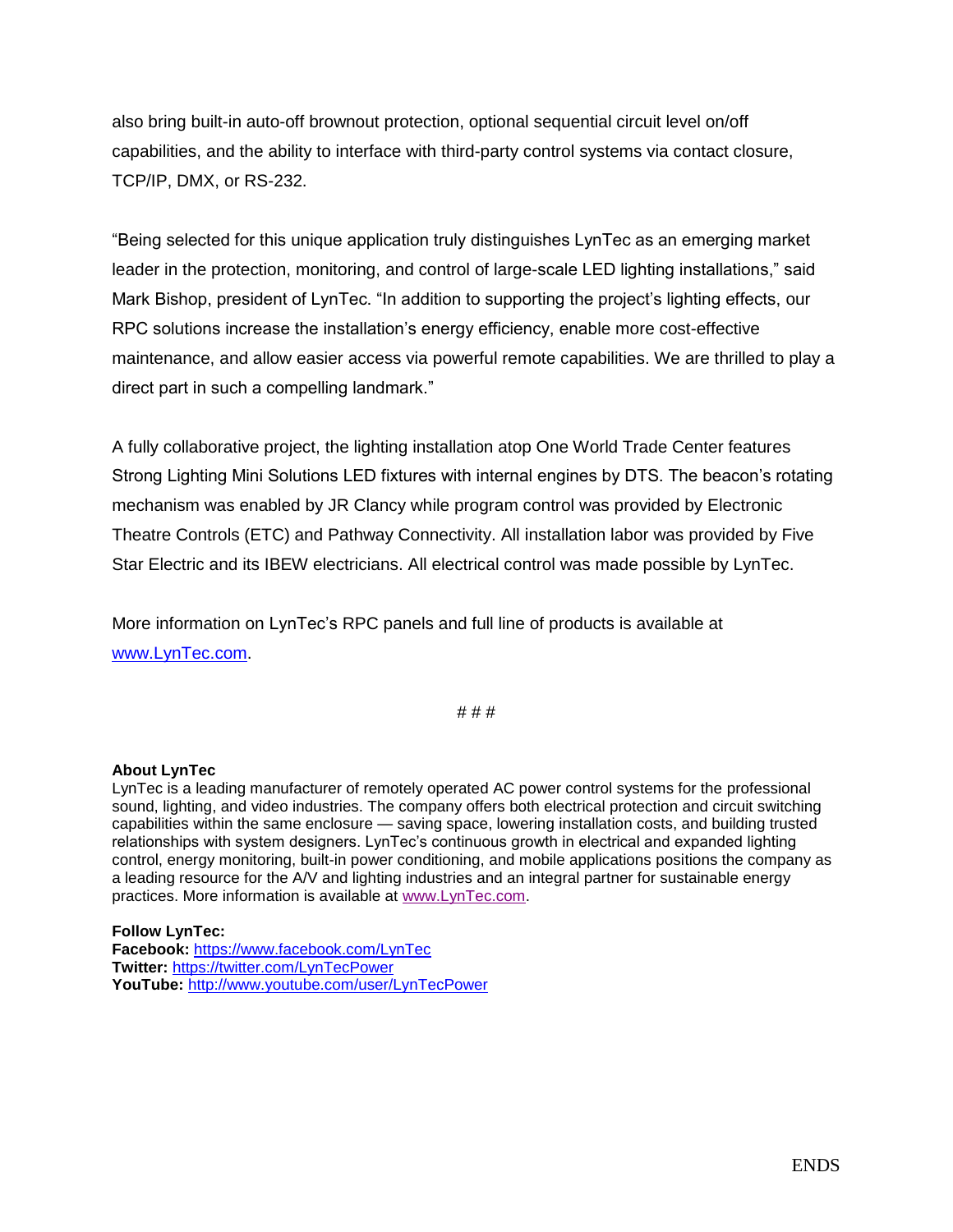also bring built-in auto-off brownout protection, optional sequential circuit level on/off capabilities, and the ability to interface with third-party control systems via contact closure, TCP/IP, DMX, or RS-232.

"Being selected for this unique application truly distinguishes LynTec as an emerging market leader in the protection, monitoring, and control of large-scale LED lighting installations," said Mark Bishop, president of LynTec. "In addition to supporting the project's lighting effects, our RPC solutions increase the installation's energy efficiency, enable more cost-effective maintenance, and allow easier access via powerful remote capabilities. We are thrilled to play a direct part in such a compelling landmark."

A fully collaborative project, the lighting installation atop One World Trade Center features Strong Lighting Mini Solutions LED fixtures with internal engines by DTS. The beacon's rotating mechanism was enabled by JR Clancy while program control was provided by Electronic Theatre Controls (ETC) and Pathway Connectivity. All installation labor was provided by Five Star Electric and its IBEW electricians. All electrical control was made possible by LynTec.

More information on LynTec's RPC panels and full line of products is available at [www.LynTec.com](http://www.LynTec.com).

# # #

**About LynTec**
LynTec is a leading manufacturer of remotely operated AC power control systems for the professional sound, lighting, and video industries. The company offers both electrical protection and circuit switching capabilities within the same enclosure — saving space, lowering installation costs, and building trusted relationships with system designers. LynTec's continuous growth in electrical and expanded lighting control, energy monitoring, built-in power conditioning, and mobile applications positions the company as a leading resource for the A/V and lighting industries and an integral partner for sustainable energy practices. More information is available at [www.LynTec.com](http://www.LynTec.com).

**Follow LynTec:**
**Facebook:** https://www.facebook.com/LynTec
**Twitter:** https://twitter.com/LynTecPower
**YouTube:** http://www.youtube.com/user/LynTecPower

ENDS